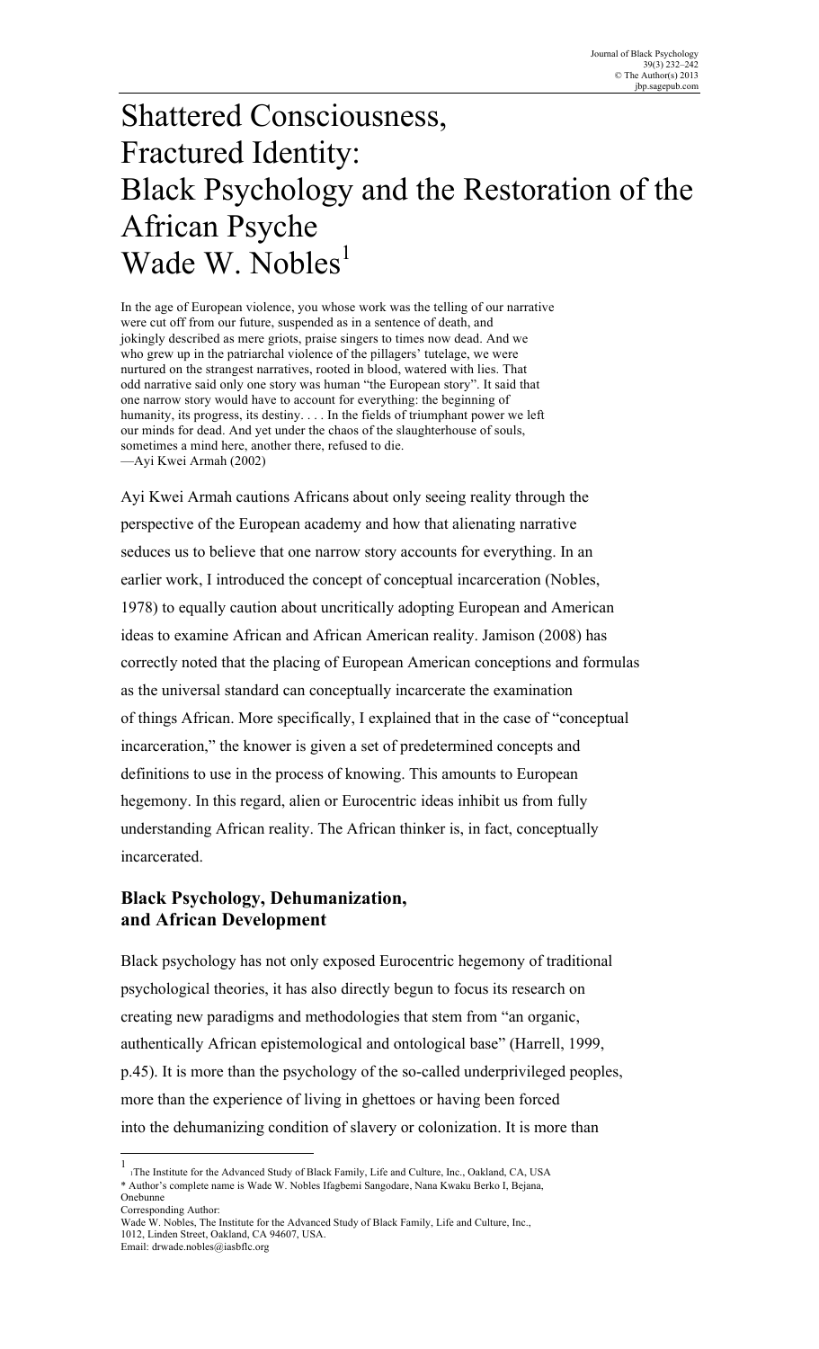# Shattered Consciousness, Fractured Identity: Black Psychology and the Restoration of the African Psyche

Wade W. Nobles[1]

In the age of European violence, you whose work was the telling of our narrative were cut off from our future, suspended as in a sentence of death, and jokingly described as mere griots, praise singers to times now dead. And we who grew up in the patriarchal violence of the pillagers' tutelage, we were nurtured on the strangest narratives, rooted in blood, watered with lies. That odd narrative said only one story was human "the European story". It said that one narrow story would have to account for everything: the beginning of humanity, its progress, its destiny. . . . In the fields of triumphant power we left our minds for dead. And yet under the chaos of the slaughterhouse of souls, sometimes a mind here, another there, refused to die.
—Ayi Kwei Armah (2002)

Ayi Kwei Armah cautions Africans about only seeing reality through the perspective of the European academy and how that alienating narrative seduces us to believe that one narrow story accounts for everything. In an earlier work, I introduced the concept of conceptual incarceration (Nobles, 1978) to equally caution about uncritically adopting European and American ideas to examine African and African American reality. Jamison (2008) has correctly noted that the placing of European American conceptions and formulas as the universal standard can conceptually incarcerate the examination of things African. More specifically, I explained that in the case of "conceptual incarceration," the knower is given a set of predetermined concepts and definitions to use in the process of knowing. This amounts to European hegemony. In this regard, alien or Eurocentric ideas inhibit us from fully understanding African reality. The African thinker is, in fact, conceptually incarcerated.

## Black Psychology, Dehumanization, and African Development

Black psychology has not only exposed Eurocentric hegemony of traditional psychological theories, it has also directly begun to focus its research on creating new paradigms and methodologies that stem from "an organic, authentically African epistemological and ontological base" (Harrell, 1999, p.45). It is more than the psychology of the so-called underprivileged peoples, more than the experience of living in ghettoes or having been forced into the dehumanizing condition of slavery or colonization. It is more than

[1] The Institute for the Advanced Study of Black Family, Life and Culture, Inc., Oakland, CA, USA

* Author's complete name is Wade W. Nobles Ifagbemi Sangodare, Nana Kwaku Berko I, Bejana, Onebunne

Corresponding Author:
Wade W. Nobles, The Institute for the Advanced Study of Black Family, Life and Culture, Inc., 1012, Linden Street, Oakland, CA 94607, USA.
Email: drwade.nobles@iasbflc.org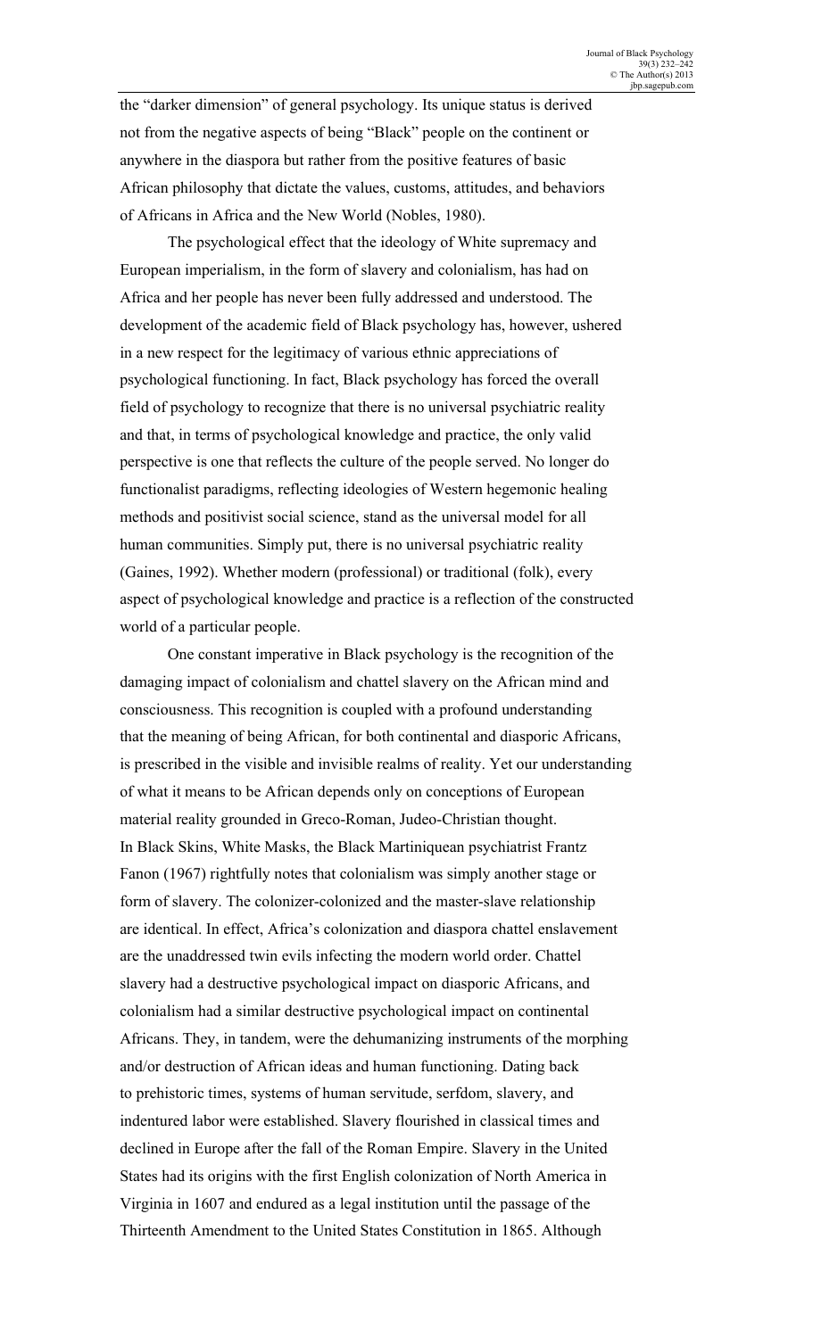the "darker dimension" of general psychology. Its unique status is derived not from the negative aspects of being "Black" people on the continent or anywhere in the diaspora but rather from the positive features of basic African philosophy that dictate the values, customs, attitudes, and behaviors of Africans in Africa and the New World (Nobles, 1980).

The psychological effect that the ideology of White supremacy and European imperialism, in the form of slavery and colonialism, has had on Africa and her people has never been fully addressed and understood. The development of the academic field of Black psychology has, however, ushered in a new respect for the legitimacy of various ethnic appreciations of psychological functioning. In fact, Black psychology has forced the overall field of psychology to recognize that there is no universal psychiatric reality and that, in terms of psychological knowledge and practice, the only valid perspective is one that reflects the culture of the people served. No longer do functionalist paradigms, reflecting ideologies of Western hegemonic healing methods and positivist social science, stand as the universal model for all human communities. Simply put, there is no universal psychiatric reality (Gaines, 1992). Whether modern (professional) or traditional (folk), every aspect of psychological knowledge and practice is a reflection of the constructed world of a particular people.

One constant imperative in Black psychology is the recognition of the damaging impact of colonialism and chattel slavery on the African mind and consciousness. This recognition is coupled with a profound understanding that the meaning of being African, for both continental and diasporic Africans, is prescribed in the visible and invisible realms of reality. Yet our understanding of what it means to be African depends only on conceptions of European material reality grounded in Greco-Roman, Judeo-Christian thought. In Black Skins, White Masks, the Black Martiniquean psychiatrist Frantz Fanon (1967) rightfully notes that colonialism was simply another stage or form of slavery. The colonizer-colonized and the master-slave relationship are identical. In effect, Africa's colonization and diaspora chattel enslavement are the unaddressed twin evils infecting the modern world order. Chattel slavery had a destructive psychological impact on diasporic Africans, and colonialism had a similar destructive psychological impact on continental Africans. They, in tandem, were the dehumanizing instruments of the morphing and/or destruction of African ideas and human functioning. Dating back to prehistoric times, systems of human servitude, serfdom, slavery, and indentured labor were established. Slavery flourished in classical times and declined in Europe after the fall of the Roman Empire. Slavery in the United States had its origins with the first English colonization of North America in Virginia in 1607 and endured as a legal institution until the passage of the Thirteenth Amendment to the United States Constitution in 1865. Although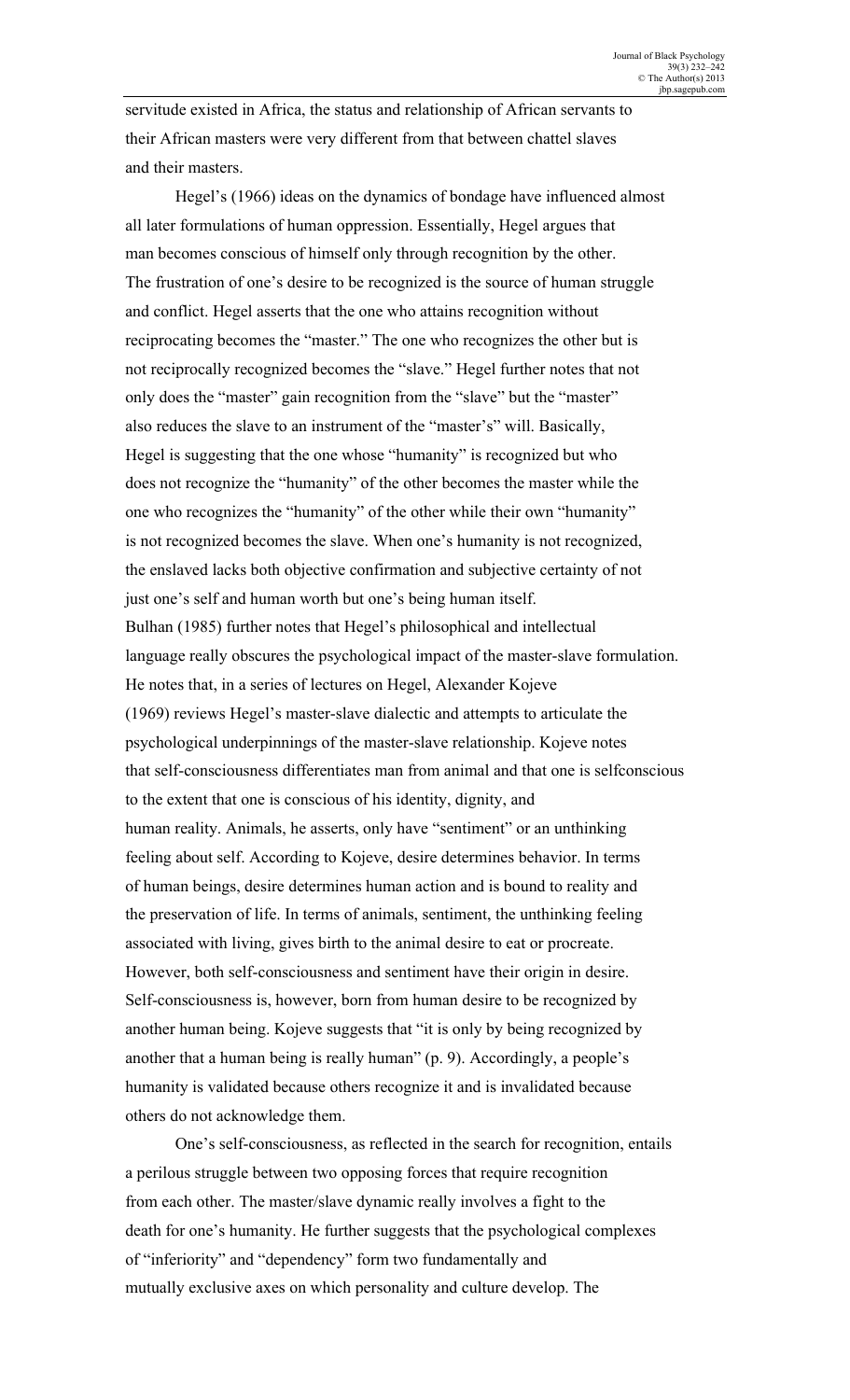servitude existed in Africa, the status and relationship of African servants to their African masters were very different from that between chattel slaves and their masters.

Hegel's (1966) ideas on the dynamics of bondage have influenced almost all later formulations of human oppression. Essentially, Hegel argues that man becomes conscious of himself only through recognition by the other. The frustration of one's desire to be recognized is the source of human struggle and conflict. Hegel asserts that the one who attains recognition without reciprocating becomes the "master." The one who recognizes the other but is not reciprocally recognized becomes the "slave." Hegel further notes that not only does the "master" gain recognition from the "slave" but the "master" also reduces the slave to an instrument of the "master's" will. Basically, Hegel is suggesting that the one whose "humanity" is recognized but who does not recognize the "humanity" of the other becomes the master while the one who recognizes the "humanity" of the other while their own "humanity" is not recognized becomes the slave. When one's humanity is not recognized, the enslaved lacks both objective confirmation and subjective certainty of not just one's self and human worth but one's being human itself. Bulhan (1985) further notes that Hegel's philosophical and intellectual language really obscures the psychological impact of the master-slave formulation. He notes that, in a series of lectures on Hegel, Alexander Kojeve (1969) reviews Hegel's master-slave dialectic and attempts to articulate the psychological underpinnings of the master-slave relationship. Kojeve notes that self-consciousness differentiates man from animal and that one is selfconscious to the extent that one is conscious of his identity, dignity, and human reality. Animals, he asserts, only have "sentiment" or an unthinking feeling about self. According to Kojeve, desire determines behavior. In terms of human beings, desire determines human action and is bound to reality and the preservation of life. In terms of animals, sentiment, the unthinking feeling associated with living, gives birth to the animal desire to eat or procreate. However, both self-consciousness and sentiment have their origin in desire. Self-consciousness is, however, born from human desire to be recognized by another human being. Kojeve suggests that "it is only by being recognized by another that a human being is really human" (p. 9). Accordingly, a people's humanity is validated because others recognize it and is invalidated because others do not acknowledge them.

One's self-consciousness, as reflected in the search for recognition, entails a perilous struggle between two opposing forces that require recognition from each other. The master/slave dynamic really involves a fight to the death for one's humanity. He further suggests that the psychological complexes of "inferiority" and "dependency" form two fundamentally and mutually exclusive axes on which personality and culture develop. The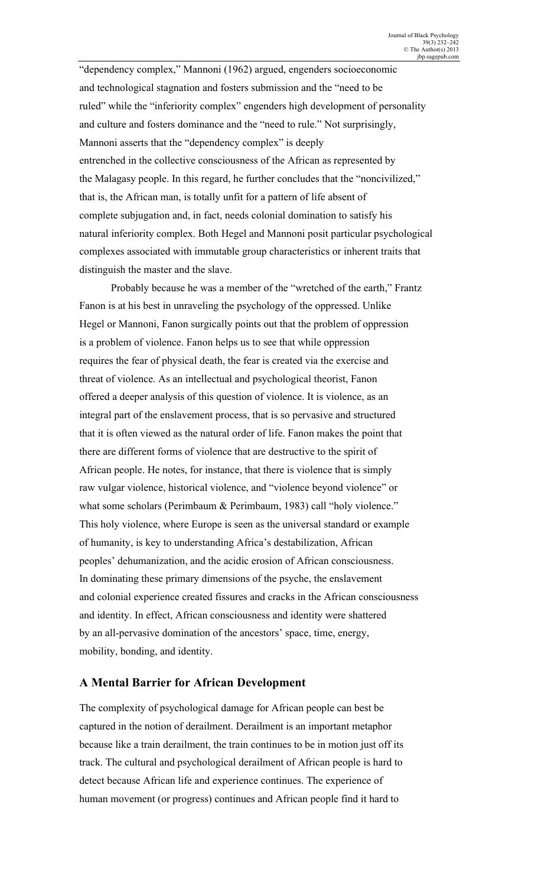"dependency complex," Mannoni (1962) argued, engenders socioeconomic and technological stagnation and fosters submission and the "need to be ruled" while the "inferiority complex" engenders high development of personality and culture and fosters dominance and the "need to rule." Not surprisingly, Mannoni asserts that the "dependency complex" is deeply entrenched in the collective consciousness of the African as represented by the Malagasy people. In this regard, he further concludes that the "noncivilized," that is, the African man, is totally unfit for a pattern of life absent of complete subjugation and, in fact, needs colonial domination to satisfy his natural inferiority complex. Both Hegel and Mannoni posit particular psychological complexes associated with immutable group characteristics or inherent traits that distinguish the master and the slave.

Probably because he was a member of the "wretched of the earth," Frantz Fanon is at his best in unraveling the psychology of the oppressed. Unlike Hegel or Mannoni, Fanon surgically points out that the problem of oppression is a problem of violence. Fanon helps us to see that while oppression requires the fear of physical death, the fear is created via the exercise and threat of violence. As an intellectual and psychological theorist, Fanon offered a deeper analysis of this question of violence. It is violence, as an integral part of the enslavement process, that is so pervasive and structured that it is often viewed as the natural order of life. Fanon makes the point that there are different forms of violence that are destructive to the spirit of African people. He notes, for instance, that there is violence that is simply raw vulgar violence, historical violence, and "violence beyond violence" or what some scholars (Perimbaum & Perimbaum, 1983) call "holy violence." This holy violence, where Europe is seen as the universal standard or example of humanity, is key to understanding Africa's destabilization, African peoples' dehumanization, and the acidic erosion of African consciousness. In dominating these primary dimensions of the psyche, the enslavement and colonial experience created fissures and cracks in the African consciousness and identity. In effect, African consciousness and identity were shattered by an all-pervasive domination of the ancestors' space, time, energy, mobility, bonding, and identity.

## A Mental Barrier for African Development

The complexity of psychological damage for African people can best be captured in the notion of derailment. Derailment is an important metaphor because like a train derailment, the train continues to be in motion just off its track. The cultural and psychological derailment of African people is hard to detect because African life and experience continues. The experience of human movement (or progress) continues and African people find it hard to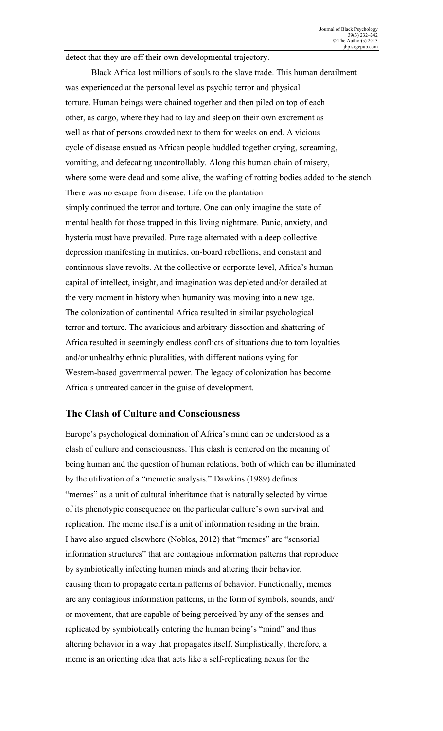detect that they are off their own developmental trajectory.

Black Africa lost millions of souls to the slave trade. This human derailment was experienced at the personal level as psychic terror and physical torture. Human beings were chained together and then piled on top of each other, as cargo, where they had to lay and sleep on their own excrement as well as that of persons crowded next to them for weeks on end. A vicious cycle of disease ensued as African people huddled together crying, screaming, vomiting, and defecating uncontrollably. Along this human chain of misery, where some were dead and some alive, the wafting of rotting bodies added to the stench. There was no escape from disease. Life on the plantation simply continued the terror and torture. One can only imagine the state of mental health for those trapped in this living nightmare. Panic, anxiety, and hysteria must have prevailed. Pure rage alternated with a deep collective depression manifesting in mutinies, on-board rebellions, and constant and continuous slave revolts. At the collective or corporate level, Africa's human capital of intellect, insight, and imagination was depleted and/or derailed at the very moment in history when humanity was moving into a new age. The colonization of continental Africa resulted in similar psychological terror and torture. The avaricious and arbitrary dissection and shattering of Africa resulted in seemingly endless conflicts of situations due to torn loyalties and/or unhealthy ethnic pluralities, with different nations vying for Western-based governmental power. The legacy of colonization has become Africa's untreated cancer in the guise of development.

## The Clash of Culture and Consciousness

Europe's psychological domination of Africa's mind can be understood as a clash of culture and consciousness. This clash is centered on the meaning of being human and the question of human relations, both of which can be illuminated by the utilization of a "memetic analysis." Dawkins (1989) defines "memes" as a unit of cultural inheritance that is naturally selected by virtue of its phenotypic consequence on the particular culture's own survival and replication. The meme itself is a unit of information residing in the brain. I have also argued elsewhere (Nobles, 2012) that "memes" are "sensorial information structures" that are contagious information patterns that reproduce by symbiotically infecting human minds and altering their behavior, causing them to propagate certain patterns of behavior. Functionally, memes are any contagious information patterns, in the form of symbols, sounds, and/or movement, that are capable of being perceived by any of the senses and replicated by symbiotically entering the human being's "mind" and thus altering behavior in a way that propagates itself. Simplistically, therefore, a meme is an orienting idea that acts like a self-replicating nexus for the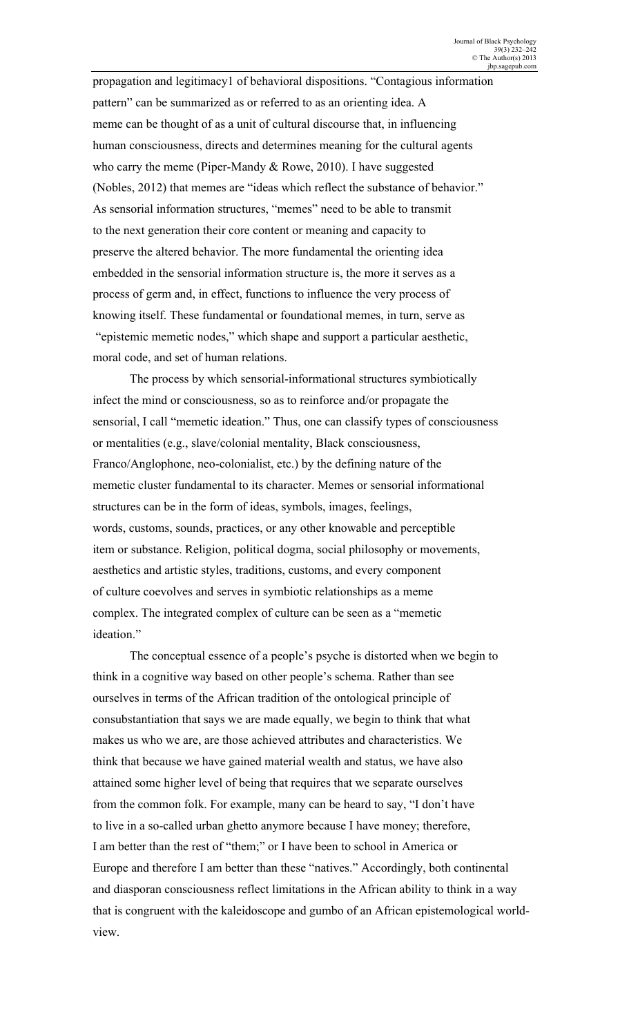propagation and legitimacy1 of behavioral dispositions. "Contagious information pattern" can be summarized as or referred to as an orienting idea. A meme can be thought of as a unit of cultural discourse that, in influencing human consciousness, directs and determines meaning for the cultural agents who carry the meme (Piper-Mandy & Rowe, 2010). I have suggested (Nobles, 2012) that memes are "ideas which reflect the substance of behavior." As sensorial information structures, "memes" need to be able to transmit to the next generation their core content or meaning and capacity to preserve the altered behavior. The more fundamental the orienting idea embedded in the sensorial information structure is, the more it serves as a process of germ and, in effect, functions to influence the very process of knowing itself. These fundamental or foundational memes, in turn, serve as "epistemic memetic nodes," which shape and support a particular aesthetic, moral code, and set of human relations.

The process by which sensorial-informational structures symbiotically infect the mind or consciousness, so as to reinforce and/or propagate the sensorial, I call "memetic ideation." Thus, one can classify types of consciousness or mentalities (e.g., slave/colonial mentality, Black consciousness, Franco/Anglophone, neo-colonialist, etc.) by the defining nature of the memetic cluster fundamental to its character. Memes or sensorial informational structures can be in the form of ideas, symbols, images, feelings, words, customs, sounds, practices, or any other knowable and perceptible item or substance. Religion, political dogma, social philosophy or movements, aesthetics and artistic styles, traditions, customs, and every component of culture coevolves and serves in symbiotic relationships as a meme complex. The integrated complex of culture can be seen as a "memetic ideation."

The conceptual essence of a people's psyche is distorted when we begin to think in a cognitive way based on other people's schema. Rather than see ourselves in terms of the African tradition of the ontological principle of consubstantiation that says we are made equally, we begin to think that what makes us who we are, are those achieved attributes and characteristics. We think that because we have gained material wealth and status, we have also attained some higher level of being that requires that we separate ourselves from the common folk. For example, many can be heard to say, "I don't have to live in a so-called urban ghetto anymore because I have money; therefore, I am better than the rest of "them;" or I have been to school in America or Europe and therefore I am better than these "natives." Accordingly, both continental and diasporan consciousness reflect limitations in the African ability to think in a way that is congruent with the kaleidoscope and gumbo of an African epistemological world-view.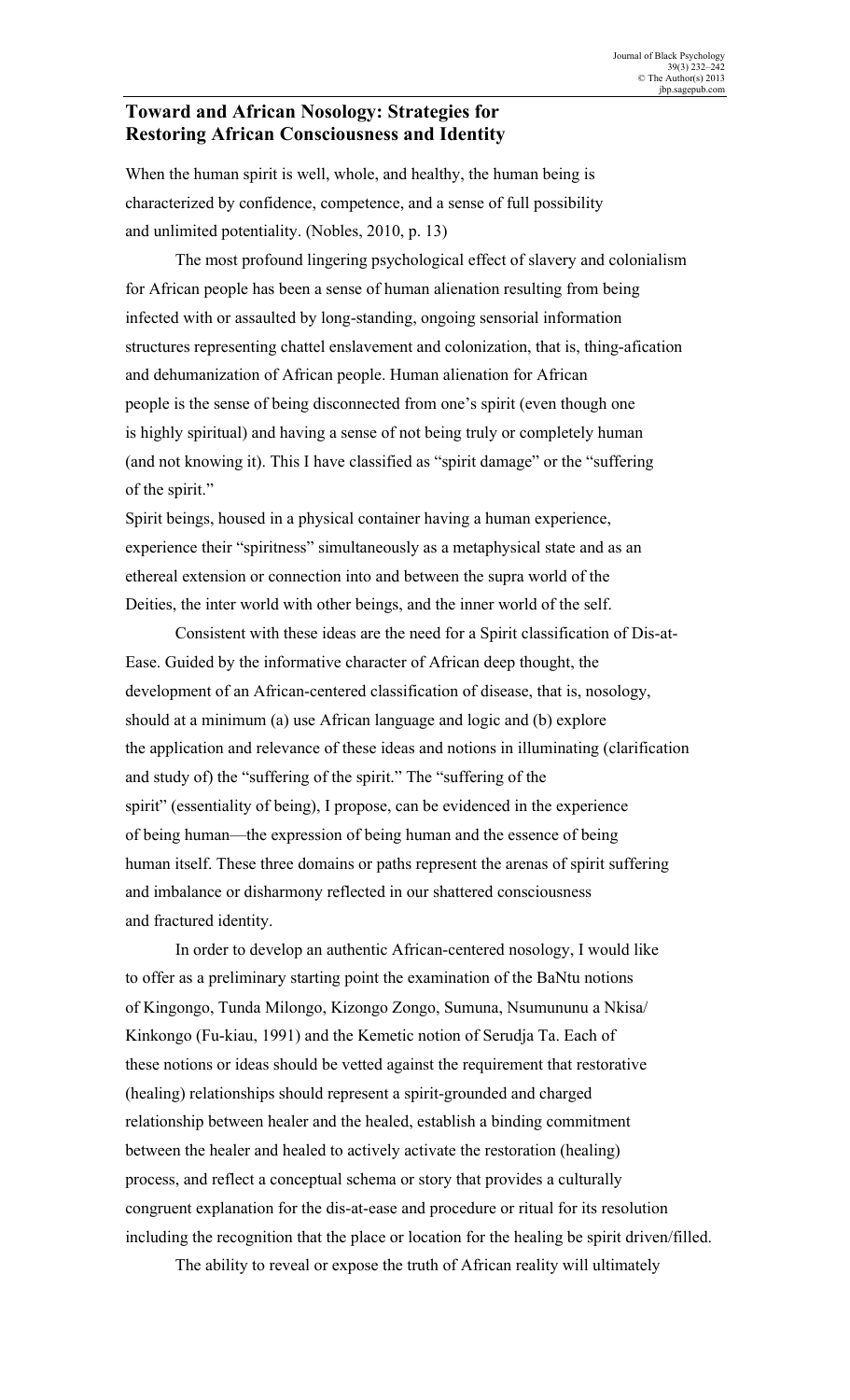## Toward and African Nosology: Strategies for Restoring African Consciousness and Identity

When the human spirit is well, whole, and healthy, the human being is characterized by confidence, competence, and a sense of full possibility and unlimited potentiality. (Nobles, 2010, p. 13)

The most profound lingering psychological effect of slavery and colonialism for African people has been a sense of human alienation resulting from being infected with or assaulted by long-standing, ongoing sensorial information structures representing chattel enslavement and colonization, that is, thing-afication and dehumanization of African people. Human alienation for African people is the sense of being disconnected from one's spirit (even though one is highly spiritual) and having a sense of not being truly or completely human (and not knowing it). This I have classified as "spirit damage" or the "suffering of the spirit."

Spirit beings, housed in a physical container having a human experience, experience their "spiritness" simultaneously as a metaphysical state and as an ethereal extension or connection into and between the supra world of the Deities, the inter world with other beings, and the inner world of the self.

Consistent with these ideas are the need for a Spirit classification of Dis-at-Ease. Guided by the informative character of African deep thought, the development of an African-centered classification of disease, that is, nosology, should at a minimum (a) use African language and logic and (b) explore the application and relevance of these ideas and notions in illuminating (clarification and study of) the "suffering of the spirit." The "suffering of the spirit" (essentiality of being), I propose, can be evidenced in the experience of being human—the expression of being human and the essence of being human itself. These three domains or paths represent the arenas of spirit suffering and imbalance or disharmony reflected in our shattered consciousness and fractured identity.

In order to develop an authentic African-centered nosology, I would like to offer as a preliminary starting point the examination of the BaNtu notions of Kingongo, Tunda Milongo, Kizongo Zongo, Sumuna, Nsumununu a Nkisa/ Kinkongo (Fu-kiau, 1991) and the Kemetic notion of Serudja Ta. Each of these notions or ideas should be vetted against the requirement that restorative (healing) relationships should represent a spirit-grounded and charged relationship between healer and the healed, establish a binding commitment between the healer and healed to actively activate the restoration (healing) process, and reflect a conceptual schema or story that provides a culturally congruent explanation for the dis-at-ease and procedure or ritual for its resolution including the recognition that the place or location for the healing be spirit driven/filled.

The ability to reveal or expose the truth of African reality will ultimately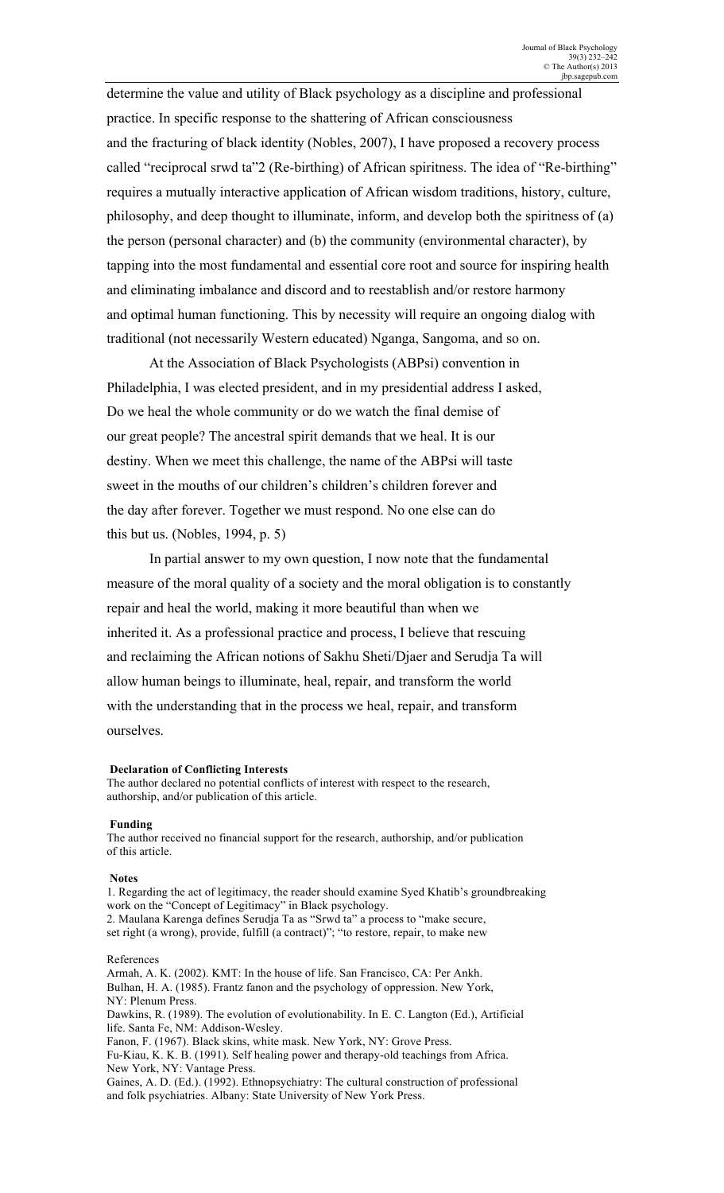determine the value and utility of Black psychology as a discipline and professional practice. In specific response to the shattering of African consciousness and the fracturing of black identity (Nobles, 2007), I have proposed a recovery process called "reciprocal srwd ta"2 (Re-birthing) of African spiritness. The idea of "Re-birthing" requires a mutually interactive application of African wisdom traditions, history, culture, philosophy, and deep thought to illuminate, inform, and develop both the spiritness of (a) the person (personal character) and (b) the community (environmental character), by tapping into the most fundamental and essential core root and source for inspiring health and eliminating imbalance and discord and to reestablish and/or restore harmony and optimal human functioning. This by necessity will require an ongoing dialog with traditional (not necessarily Western educated) Nganga, Sangoma, and so on.

At the Association of Black Psychologists (ABPsi) convention in Philadelphia, I was elected president, and in my presidential address I asked,

> Do we heal the whole community or do we watch the final demise of our great people? The ancestral spirit demands that we heal. It is our destiny. When we meet this challenge, the name of the ABPsi will taste sweet in the mouths of our children's children's children forever and the day after forever. Together we must respond. No one else can do this but us. (Nobles, 1994, p. 5)

In partial answer to my own question, I now note that the fundamental measure of the moral quality of a society and the moral obligation is to constantly repair and heal the world, making it more beautiful than when we inherited it. As a professional practice and process, I believe that rescuing and reclaiming the African notions of Sakhu Sheti/Djaer and Serudja Ta will allow human beings to illuminate, heal, repair, and transform the world with the understanding that in the process we heal, repair, and transform ourselves.

**Declaration of Conflicting Interests**

The author declared no potential conflicts of interest with respect to the research, authorship, and/or publication of this article.

**Funding**

The author received no financial support for the research, authorship, and/or publication of this article.

**Notes**

1. Regarding the act of legitimacy, the reader should examine Syed Khatib's groundbreaking work on the "Concept of Legitimacy" in Black psychology.
2. Maulana Karenga defines Serudja Ta as "Srwd ta" a process to "make secure, set right (a wrong), provide, fulfill (a contract)"; "to restore, repair, to make new

References

Armah, A. K. (2002). KMT: In the house of life. San Francisco, CA: Per Ankh.

Bulhan, H. A. (1985). Frantz fanon and the psychology of oppression. New York, NY: Plenum Press.

Dawkins, R. (1989). The evolution of evolutionability. In E. C. Langton (Ed.), Artificial life. Santa Fe, NM: Addison-Wesley.

Fanon, F. (1967). Black skins, white mask. New York, NY: Grove Press.

Fu-Kiau, K. K. B. (1991). Self healing power and therapy-old teachings from Africa. New York, NY: Vantage Press.

Gaines, A. D. (Ed.). (1992). Ethnopsychiatry: The cultural construction of professional and folk psychiatries. Albany: State University of New York Press.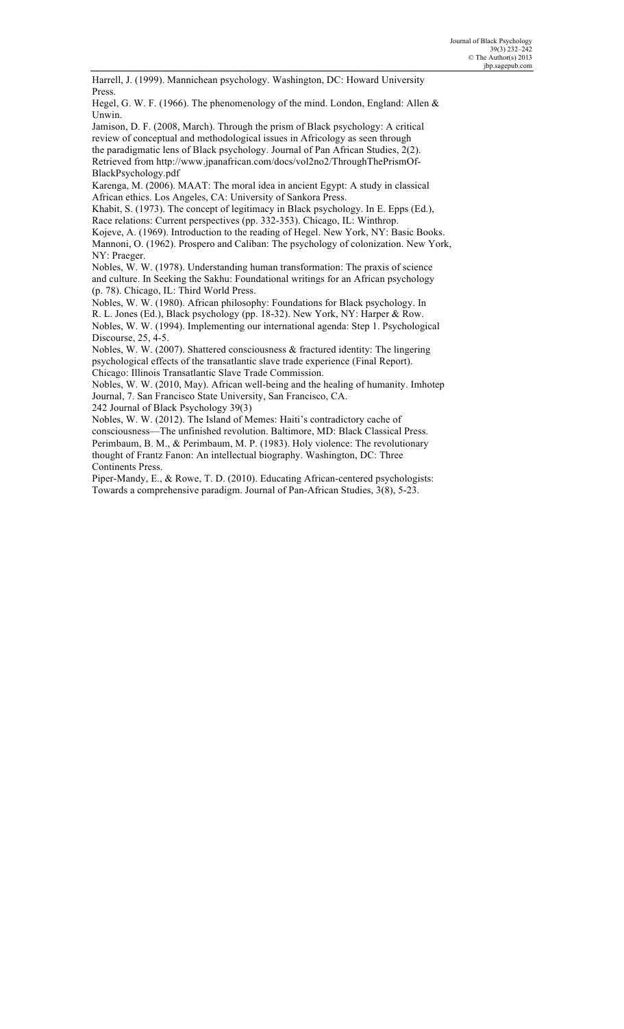Harrell, J. (1999). Mannichean psychology. Washington, DC: Howard University Press.

Hegel, G. W. F. (1966). The phenomenology of the mind. London, England: Allen & Unwin.

Jamison, D. F. (2008, March). Through the prism of Black psychology: A critical review of conceptual and methodological issues in Africology as seen through the paradigmatic lens of Black psychology. Journal of Pan African Studies, 2(2). Retrieved from http://www.jpanafrican.com/docs/vol2no2/ThroughThePrismOf-BlackPsychology.pdf

Karenga, M. (2006). MAAT: The moral idea in ancient Egypt: A study in classical African ethics. Los Angeles, CA: University of Sankora Press.

Khabit, S. (1973). The concept of legitimacy in Black psychology. In E. Epps (Ed.), Race relations: Current perspectives (pp. 332-353). Chicago, IL: Winthrop.

Kojeve, A. (1969). Introduction to the reading of Hegel. New York, NY: Basic Books.

Mannoni, O. (1962). Prospero and Caliban: The psychology of colonization. New York, NY: Praeger.

Nobles, W. W. (1978). Understanding human transformation: The praxis of science and culture. In Seeking the Sakhu: Foundational writings for an African psychology (p. 78). Chicago, IL: Third World Press.

Nobles, W. W. (1980). African philosophy: Foundations for Black psychology. In R. L. Jones (Ed.), Black psychology (pp. 18-32). New York, NY: Harper & Row.

Nobles, W. W. (1994). Implementing our international agenda: Step 1. Psychological Discourse, 25, 4-5.

Nobles, W. W. (2007). Shattered consciousness & fractured identity: The lingering psychological effects of the transatlantic slave trade experience (Final Report). Chicago: Illinois Transatlantic Slave Trade Commission.

Nobles, W. W. (2010, May). African well-being and the healing of humanity. Imhotep Journal, 7. San Francisco State University, San Francisco, CA.

Nobles, W. W. (2012). The Island of Memes: Haiti's contradictory cache of consciousness—The unfinished revolution. Baltimore, MD: Black Classical Press.

Perimbaum, B. M., & Perimbaum, M. P. (1983). Holy violence: The revolutionary thought of Frantz Fanon: An intellectual biography. Washington, DC: Three Continents Press.

Piper-Mandy, E., & Rowe, T. D. (2010). Educating African-centered psychologists: Towards a comprehensive paradigm. Journal of Pan-African Studies, 3(8), 5-23.